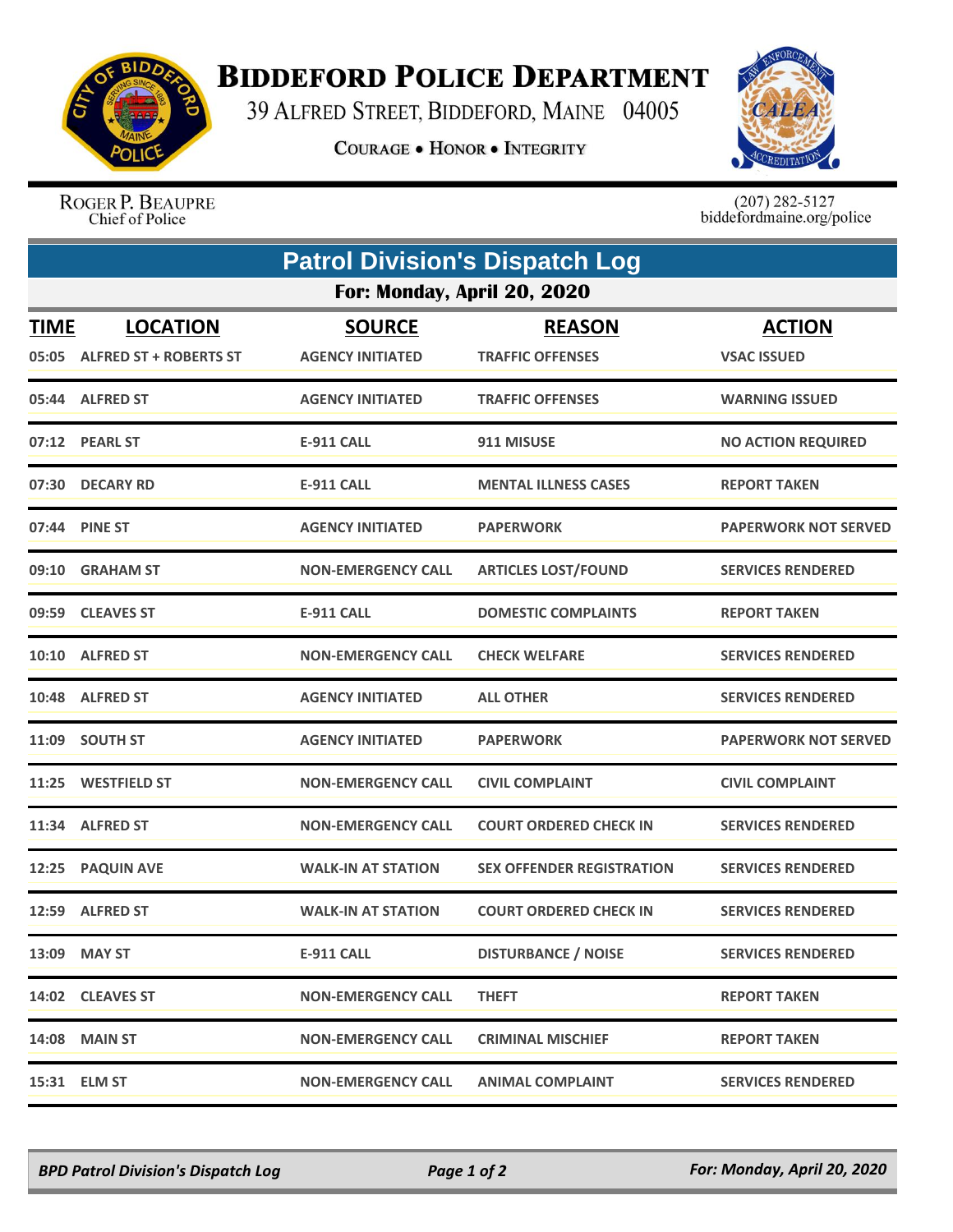# Biddeford Police Department

39 Alfred Street, Biddeford, Maine 04005

**Courage • Honor • Integrity**

Roger P. Beaupre
Chief of Police

(207) 282-5127
biddefordmaine.org/police

## Patrol Division's Dispatch Log

### For: Monday, April 20, 2020

| TIME | LOCATION | SOURCE | REASON | ACTION |
|---|---|---|---|---|
| 05:05 | ALFRED ST + ROBERTS ST | AGENCY INITIATED | TRAFFIC OFFENSES | VSAC ISSUED |
| 05:44 | ALFRED ST | AGENCY INITIATED | TRAFFIC OFFENSES | WARNING ISSUED |
| 07:12 | PEARL ST | E-911 CALL | 911 MISUSE | NO ACTION REQUIRED |
| 07:30 | DECARY RD | E-911 CALL | MENTAL ILLNESS CASES | REPORT TAKEN |
| 07:44 | PINE ST | AGENCY INITIATED | PAPERWORK | PAPERWORK NOT SERVED |
| 09:10 | GRAHAM ST | NON-EMERGENCY CALL | ARTICLES LOST/FOUND | SERVICES RENDERED |
| 09:59 | CLEAVES ST | E-911 CALL | DOMESTIC COMPLAINTS | REPORT TAKEN |
| 10:10 | ALFRED ST | NON-EMERGENCY CALL | CHECK WELFARE | SERVICES RENDERED |
| 10:48 | ALFRED ST | AGENCY INITIATED | ALL OTHER | SERVICES RENDERED |
| 11:09 | SOUTH ST | AGENCY INITIATED | PAPERWORK | PAPERWORK NOT SERVED |
| 11:25 | WESTFIELD ST | NON-EMERGENCY CALL | CIVIL COMPLAINT | CIVIL COMPLAINT |
| 11:34 | ALFRED ST | NON-EMERGENCY CALL | COURT ORDERED CHECK IN | SERVICES RENDERED |
| 12:25 | PAQUIN AVE | WALK-IN AT STATION | SEX OFFENDER REGISTRATION | SERVICES RENDERED |
| 12:59 | ALFRED ST | WALK-IN AT STATION | COURT ORDERED CHECK IN | SERVICES RENDERED |
| 13:09 | MAY ST | E-911 CALL | DISTURBANCE / NOISE | SERVICES RENDERED |
| 14:02 | CLEAVES ST | NON-EMERGENCY CALL | THEFT | REPORT TAKEN |
| 14:08 | MAIN ST | NON-EMERGENCY CALL | CRIMINAL MISCHIEF | REPORT TAKEN |
| 15:31 | ELM ST | NON-EMERGENCY CALL | ANIMAL COMPLAINT | SERVICES RENDERED |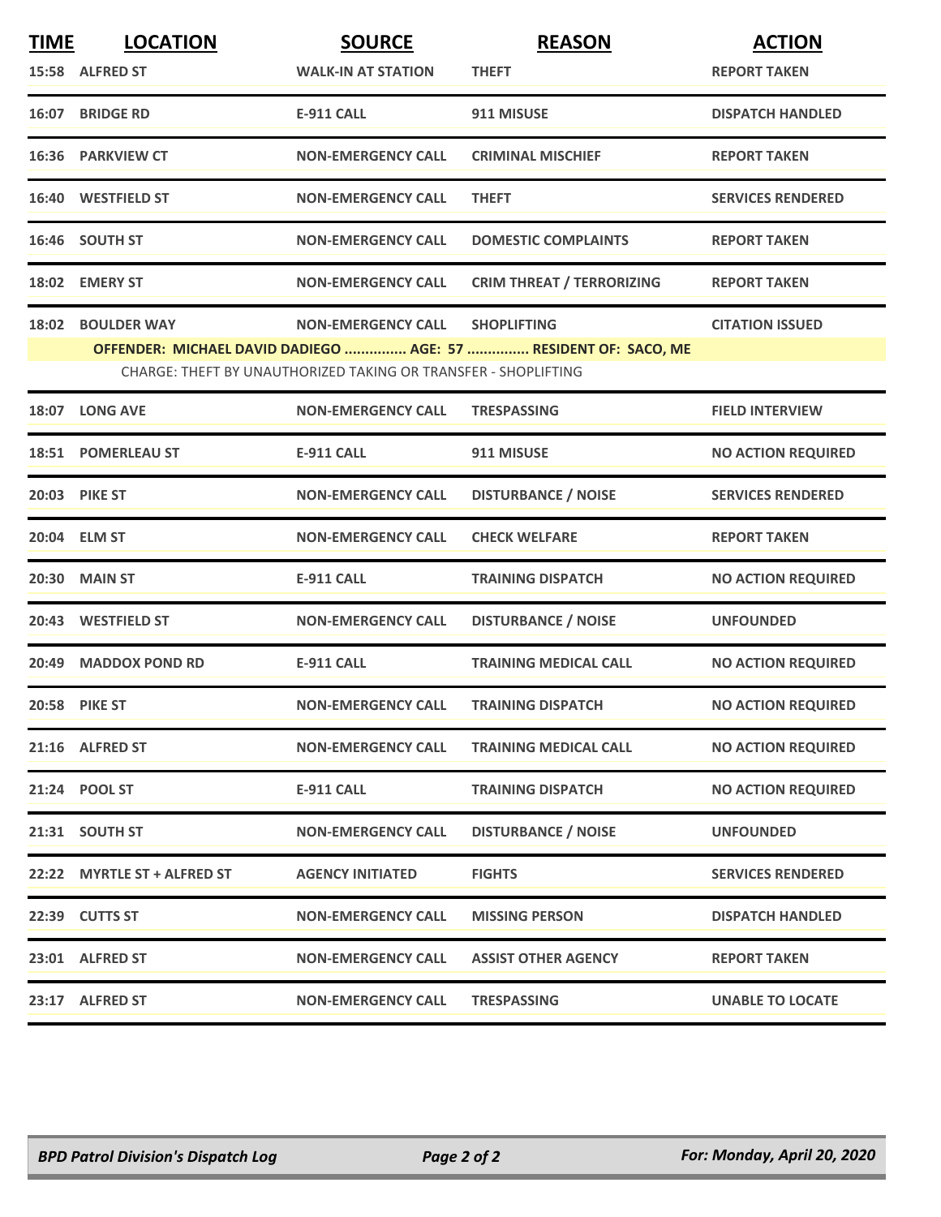| TIME | LOCATION | SOURCE | REASON | ACTION |
|---|---|---|---|---|
| 15:58 | ALFRED ST | WALK-IN AT STATION | THEFT | REPORT TAKEN |
| 16:07 | BRIDGE RD | E-911 CALL | 911 MISUSE | DISPATCH HANDLED |
| 16:36 | PARKVIEW CT | NON-EMERGENCY CALL | CRIMINAL MISCHIEF | REPORT TAKEN |
| 16:40 | WESTFIELD ST | NON-EMERGENCY CALL | THEFT | SERVICES RENDERED |
| 16:46 | SOUTH ST | NON-EMERGENCY CALL | DOMESTIC COMPLAINTS | REPORT TAKEN |
| 18:02 | EMERY ST | NON-EMERGENCY CALL | CRIM THREAT / TERRORIZING | REPORT TAKEN |
| 18:02 | BOULDER WAY | NON-EMERGENCY CALL | SHOPLIFTING | CITATION ISSUED |
| | OFFENDER: MICHAEL DAVID DADIEGO ............... AGE: 57 ............... RESIDENT OF: SACO, ME | | | |
| | CHARGE: THEFT BY UNAUTHORIZED TAKING OR TRANSFER - SHOPLIFTING | | | |
| 18:07 | LONG AVE | NON-EMERGENCY CALL | TRESPASSING | FIELD INTERVIEW |
| 18:51 | POMERLEAU ST | E-911 CALL | 911 MISUSE | NO ACTION REQUIRED |
| 20:03 | PIKE ST | NON-EMERGENCY CALL | DISTURBANCE / NOISE | SERVICES RENDERED |
| 20:04 | ELM ST | NON-EMERGENCY CALL | CHECK WELFARE | REPORT TAKEN |
| 20:30 | MAIN ST | E-911 CALL | TRAINING DISPATCH | NO ACTION REQUIRED |
| 20:43 | WESTFIELD ST | NON-EMERGENCY CALL | DISTURBANCE / NOISE | UNFOUNDED |
| 20:49 | MADDOX POND RD | E-911 CALL | TRAINING MEDICAL CALL | NO ACTION REQUIRED |
| 20:58 | PIKE ST | NON-EMERGENCY CALL | TRAINING DISPATCH | NO ACTION REQUIRED |
| 21:16 | ALFRED ST | NON-EMERGENCY CALL | TRAINING MEDICAL CALL | NO ACTION REQUIRED |
| 21:24 | POOL ST | E-911 CALL | TRAINING DISPATCH | NO ACTION REQUIRED |
| 21:31 | SOUTH ST | NON-EMERGENCY CALL | DISTURBANCE / NOISE | UNFOUNDED |
| 22:22 | MYRTLE ST + ALFRED ST | AGENCY INITIATED | FIGHTS | SERVICES RENDERED |
| 22:39 | CUTTS ST | NON-EMERGENCY CALL | MISSING PERSON | DISPATCH HANDLED |
| 23:01 | ALFRED ST | NON-EMERGENCY CALL | ASSIST OTHER AGENCY | REPORT TAKEN |
| 23:17 | ALFRED ST | NON-EMERGENCY CALL | TRESPASSING | UNABLE TO LOCATE |